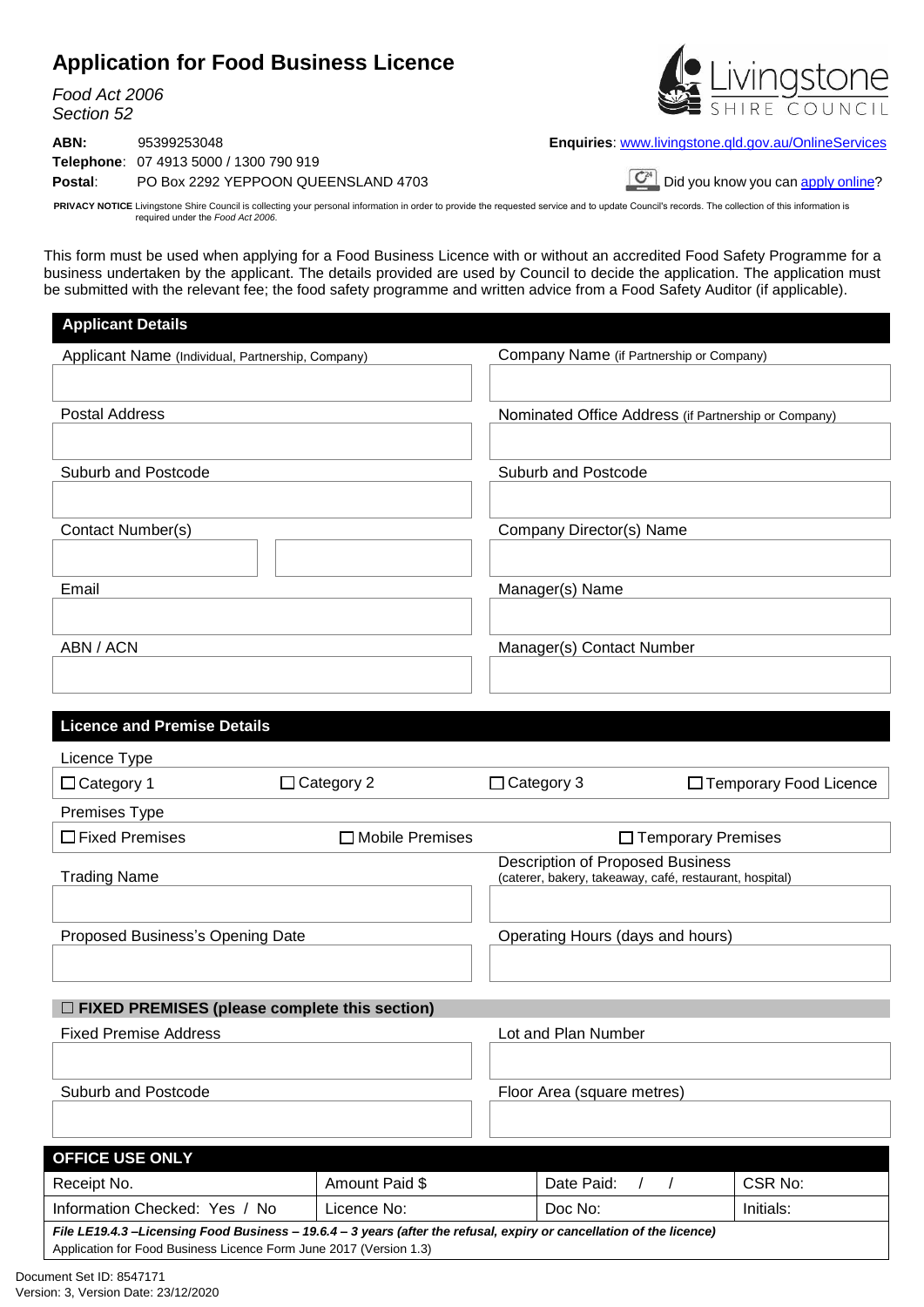# Application for Food Business Licence

*Food Act 2006*
*Section 52*

Livingstone SHIRE COUNCIL

**ABN:** 95399253048
**Telephone**: 07 4913 5000 / 1300 790 919
**Postal**: PO Box 2292 YEPPOON QUEENSLAND 4703

**Enquiries**: www.livingstone.qld.gov.au/OnlineServices

Did you know you can apply online?

**PRIVACY NOTICE** Livingstone Shire Council is collecting your personal information in order to provide the requested service and to update Council's records. The collection of this information is required under the *Food Act 2006*.

This form must be used when applying for a Food Business Licence with or without an accredited Food Safety Programme for a business undertaken by the applicant. The details provided are used by Council to decide the application. The application must be submitted with the relevant fee; the food safety programme and written advice from a Food Safety Auditor (if applicable).

## Applicant Details

| Applicant Name (Individual, Partnership, Company) | Company Name (if Partnership or Company) |
|---|---|
| | |
| **Postal Address** | **Nominated Office Address** (if Partnership or Company) |
| | |
| **Suburb and Postcode** | **Suburb and Postcode** |
| | |
| **Contact Number(s)** | **Company Director(s) Name** |
| | |
| **Email** | **Manager(s) Name** |
| | |
| **ABN / ACN** | **Manager(s) Contact Number** |
| | |

## Licence and Premise Details

**Licence Type**

☐ Category 1 ☐ Category 2 ☐ Category 3 ☐ Temporary Food Licence

**Premises Type**

☐ Fixed Premises ☐ Mobile Premises ☐ Temporary Premises

| Trading Name | Description of Proposed Business (caterer, bakery, takeaway, café, restaurant, hospital) |
|---|---|
| | |
| **Proposed Business's Opening Date** | **Operating Hours (days and hours)** |
| | |

### ☐ FIXED PREMISES (please complete this section)

| Fixed Premise Address | Lot and Plan Number |
|---|---|
| | |
| **Suburb and Postcode** | **Floor Area (square metres)** |
| | |

## OFFICE USE ONLY

| Receipt No. | Amount Paid $ | Date Paid: / / | CSR No: |
|---|---|---|---|
| Information Checked: Yes / No | Licence No: | Doc No: | Initials: |

***File LE19.4.3 –Licensing Food Business – 19.6.4 – 3 years (after the refusal, expiry or cancellation of the licence)***
Application for Food Business Licence Form June 2017 (Version 1.3)

Document Set ID: 8547171
Version: 3, Version Date: 23/12/2020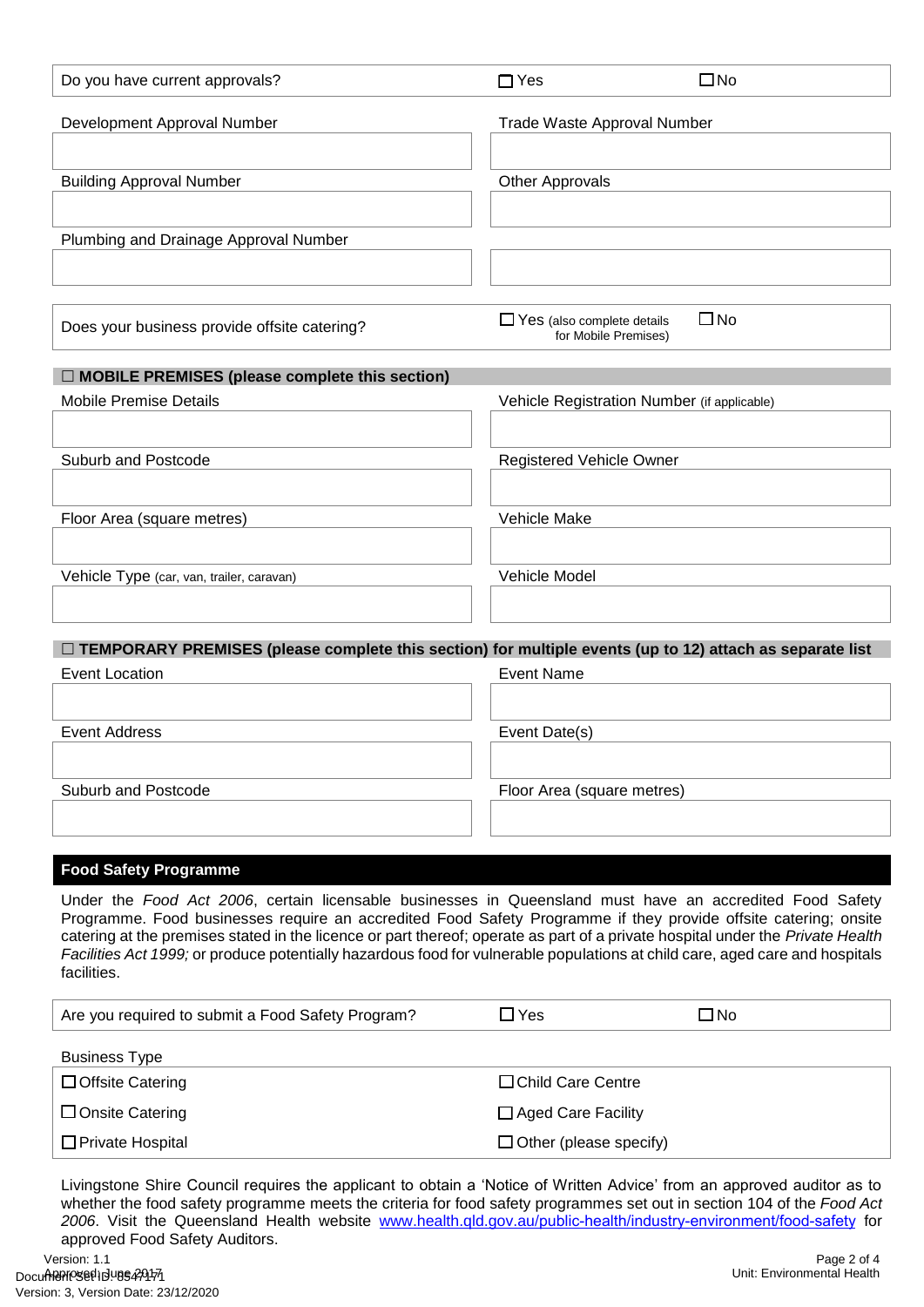| Do you have current approvals? | ☐ Yes | ☐ No |
|---|---|---|

| Development Approval Number | Trade Waste Approval Number |
|---|---|
| | |
| **Building Approval Number** | **Other Approvals** |
| | |
| **Plumbing and Drainage Approval Number** | |
| | |

| Does your business provide offsite catering? | ☐ Yes (also complete details for Mobile Premises) | ☐ No |
|---|---|---|

## ☐ MOBILE PREMISES (please complete this section)

| Mobile Premise Details | Vehicle Registration Number (if applicable) |
|---|---|
| | |
| **Suburb and Postcode** | **Registered Vehicle Owner** |
| | |
| **Floor Area (square metres)** | **Vehicle Make** |
| | |
| **Vehicle Type (car, van, trailer, caravan)** | **Vehicle Model** |
| | |

## ☐ TEMPORARY PREMISES (please complete this section) for multiple events (up to 12) attach as separate list

| Event Location | Event Name |
|---|---|
| | |
| **Event Address** | **Event Date(s)** |
| | |
| **Suburb and Postcode** | **Floor Area (square metres)** |
| | |

## Food Safety Programme

Under the *Food Act 2006*, certain licensable businesses in Queensland must have an accredited Food Safety Programme. Food businesses require an accredited Food Safety Programme if they provide offsite catering; onsite catering at the premises stated in the licence or part thereof; operate as part of a private hospital under the *Private Health Facilities Act 1999;* or produce potentially hazardous food for vulnerable populations at child care, aged care and hospitals facilities.

| Are you required to submit a Food Safety Program? | ☐ Yes | ☐ No |
|---|---|---|

**Business Type**

| | |
|---|---|
| ☐ Offsite Catering | ☐ Child Care Centre |
| ☐ Onsite Catering | ☐ Aged Care Facility |
| ☐ Private Hospital | ☐ Other (please specify) |

Livingstone Shire Council requires the applicant to obtain a 'Notice of Written Advice' from an approved auditor as to whether the food safety programme meets the criteria for food safety programmes set out in section 104 of the *Food Act 2006*. Visit the Queensland Health website [www.health.qld.gov.au/public-health/industry-environment/food-safety](www.health.qld.gov.au/public-health/industry-environment/food-safety) for approved Food Safety Auditors.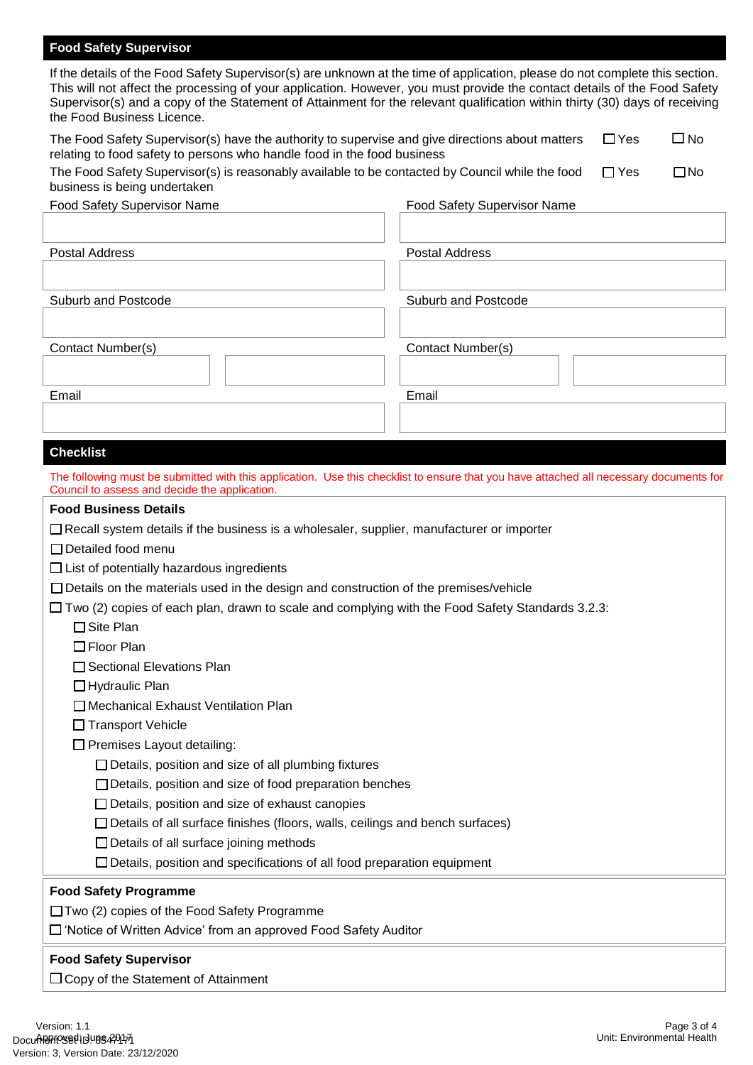## Food Safety Supervisor

If the details of the Food Safety Supervisor(s) are unknown at the time of application, please do not complete this section. This will not affect the processing of your application. However, you must provide the contact details of the Food Safety Supervisor(s) and a copy of the Statement of Attainment for the relevant qualification within thirty (30) days of receiving the Food Business Licence.

| | | |
|---|---|---|
| The Food Safety Supervisor(s) have the authority to supervise and give directions about matters relating to food safety to persons who handle food in the food business | ☐ Yes | ☐ No |
| The Food Safety Supervisor(s) is reasonably available to be contacted by Council while the food business is being undertaken | ☐ Yes | ☐ No |

| Food Safety Supervisor Name | | Food Safety Supervisor Name | |
|---|---|---|---|
| | | | |
| Postal Address | | Postal Address | |
| | | | |
| Suburb and Postcode | | Suburb and Postcode | |
| | | | |
| Contact Number(s) | | Contact Number(s) | |
| | | | |
| Email | | Email | |
| | | | |

## Checklist

The following must be submitted with this application. Use this checklist to ensure that you have attached all necessary documents for Council to assess and decide the application.

**Food Business Details**

- ☐ Recall system details if the business is a wholesaler, supplier, manufacturer or importer
- ☐ Detailed food menu
- ☐ List of potentially hazardous ingredients
- ☐ Details on the materials used in the design and construction of the premises/vehicle
- ☐ Two (2) copies of each plan, drawn to scale and complying with the Food Safety Standards 3.2.3:
  - ☐ Site Plan
  - ☐ Floor Plan
  - ☐ Sectional Elevations Plan
  - ☐ Hydraulic Plan
  - ☐ Mechanical Exhaust Ventilation Plan
  - ☐ Transport Vehicle
  - ☐ Premises Layout detailing:
    - ☐ Details, position and size of all plumbing fixtures
    - ☐ Details, position and size of food preparation benches
    - ☐ Details, position and size of exhaust canopies
    - ☐ Details of all surface finishes (floors, walls, ceilings and bench surfaces)
    - ☐ Details of all surface joining methods
    - ☐ Details, position and specifications of all food preparation equipment

**Food Safety Programme**

- ☐ Two (2) copies of the Food Safety Programme
- ☐ 'Notice of Written Advice' from an approved Food Safety Auditor

**Food Safety Supervisor**

- ☐ Copy of the Statement of Attainment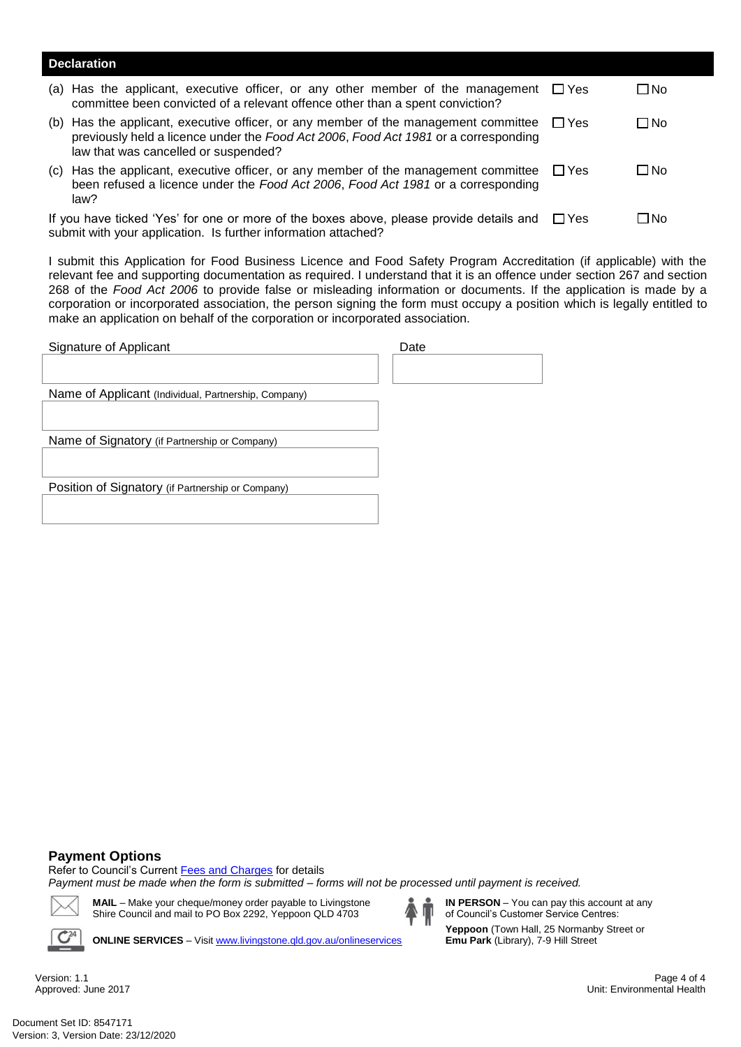## Declaration

| | | | |
|---|---|---|---|
| (a) | Has the applicant, executive officer, or any other member of the management committee been convicted of a relevant offence other than a spent conviction? | ☐ Yes | ☐ No |
| (b) | Has the applicant, executive officer, or any member of the management committee previously held a licence under the *Food Act 2006*, *Food Act 1981* or a corresponding law that was cancelled or suspended? | ☐ Yes | ☐ No |
| (c) | Has the applicant, executive officer, or any member of the management committee been refused a licence under the *Food Act 2006*, *Food Act 1981* or a corresponding law? | ☐ Yes | ☐ No |
| | If you have ticked 'Yes' for one or more of the boxes above, please provide details and submit with your application. Is further information attached? | ☐ Yes | ☐ No |

I submit this Application for Food Business Licence and Food Safety Program Accreditation (if applicable) with the relevant fee and supporting documentation as required. I understand that it is an offence under section 267 and section 268 of the *Food Act 2006* to provide false or misleading information or documents. If the application is made by a corporation or incorporated association, the person signing the form must occupy a position which is legally entitled to make an application on behalf of the corporation or incorporated association.

| Signature of Applicant | Date |
|---|---|
| | |

Name of Applicant (Individual, Partnership, Company)

Name of Signatory (if Partnership or Company)

Position of Signatory (if Partnership or Company)

### Payment Options

Refer to Council's Current Fees and Charges for details

*Payment must be made when the form is submitted – forms will not be processed until payment is received.*

**MAIL** – Make your cheque/money order payable to Livingstone Shire Council and mail to PO Box 2292, Yeppoon QLD 4703

**ONLINE SERVICES** – Visit www.livingstone.qld.gov.au/onlineservices

**IN PERSON** – You can pay this account at any of Council's Customer Service Centres:

**Yeppoon** (Town Hall, 25 Normanby Street or **Emu Park** (Library), 7-9 Hill Street

Version: 1.1
Approved: June 2017

Unit: Environmental Health

Document Set ID: 8547171
Version: 3, Version Date: 23/12/2020